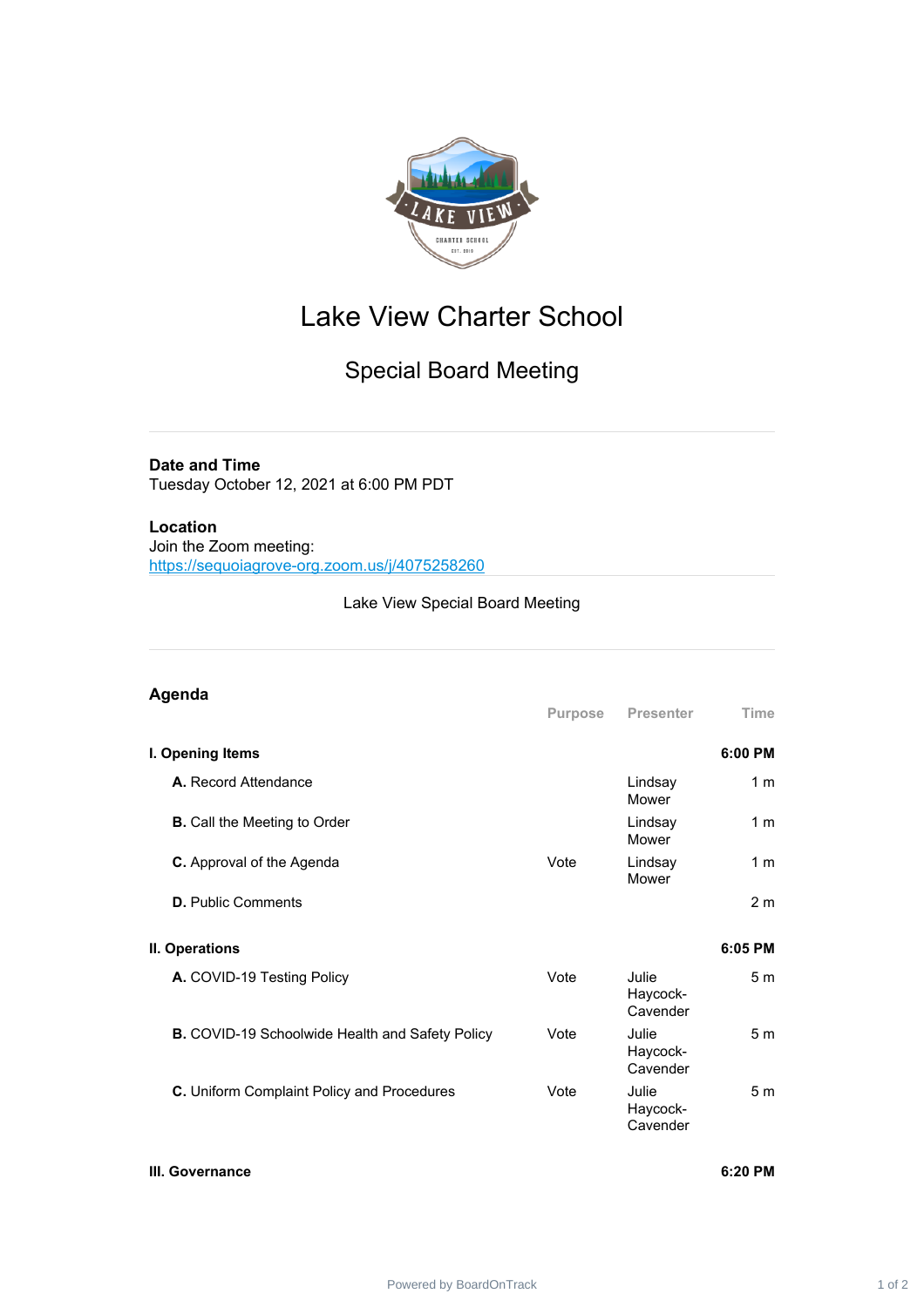# Lake View Charter School

## Special Board Meeting

**Date and Time**
Tuesday October 12, 2021 at 6:00 PM PDT

**Location**
Join the Zoom meeting:
https://sequoiagrove-org.zoom.us/j/4075258260

Lake View Special Board Meeting

## Agenda

| | Purpose | Presenter | Time |
|---|---|---|---|
| **I. Opening Items** | | | **6:00 PM** |
| **A.** Record Attendance | | Lindsay Mower | 1 m |
| **B.** Call the Meeting to Order | | Lindsay Mower | 1 m |
| **C.** Approval of the Agenda | Vote | Lindsay Mower | 1 m |
| **D.** Public Comments | | | 2 m |
| **II. Operations** | | | **6:05 PM** |
| **A.** COVID-19 Testing Policy | Vote | Julie Haycock-Cavender | 5 m |
| **B.** COVID-19 Schoolwide Health and Safety Policy | Vote | Julie Haycock-Cavender | 5 m |
| **C.** Uniform Complaint Policy and Procedures | Vote | Julie Haycock-Cavender | 5 m |
| **III. Governance** | | | **6:20 PM** |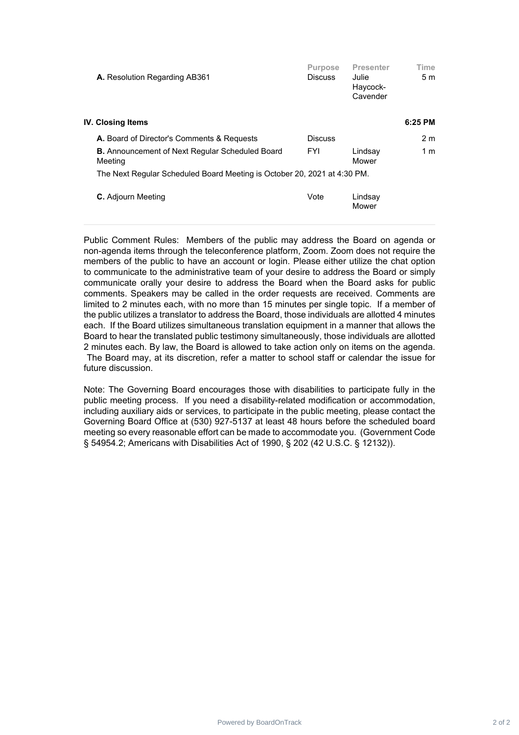| | Purpose | Presenter | Time |
|---|---|---|---|
| **A.** Resolution Regarding AB361 | Discuss | Julie Haycock-Cavender | 5 m |

| **IV. Closing Items** | | | **6:25 PM** |
|---|---|---|---|
| **A.** Board of Director's Comments & Requests | Discuss | | 2 m |
| **B.** Announcement of Next Regular Scheduled Board Meeting | FYI | Lindsay Mower | 1 m |

The Next Regular Scheduled Board Meeting is October 20, 2021 at 4:30 PM.

| | | | |
|---|---|---|---|
| **C.** Adjourn Meeting | Vote | Lindsay Mower | |

Public Comment Rules: Members of the public may address the Board on agenda or non-agenda items through the teleconference platform, Zoom. Zoom does not require the members of the public to have an account or login. Please either utilize the chat option to communicate to the administrative team of your desire to address the Board or simply communicate orally your desire to address the Board when the Board asks for public comments. Speakers may be called in the order requests are received. Comments are limited to 2 minutes each, with no more than 15 minutes per single topic. If a member of the public utilizes a translator to address the Board, those individuals are allotted 4 minutes each. If the Board utilizes simultaneous translation equipment in a manner that allows the Board to hear the translated public testimony simultaneously, those individuals are allotted 2 minutes each. By law, the Board is allowed to take action only on items on the agenda. The Board may, at its discretion, refer a matter to school staff or calendar the issue for future discussion.

Note: The Governing Board encourages those with disabilities to participate fully in the public meeting process. If you need a disability-related modification or accommodation, including auxiliary aids or services, to participate in the public meeting, please contact the Governing Board Office at (530) 927-5137 at least 48 hours before the scheduled board meeting so every reasonable effort can be made to accommodate you. (Government Code § 54954.2; Americans with Disabilities Act of 1990, § 202 (42 U.S.C. § 12132)).